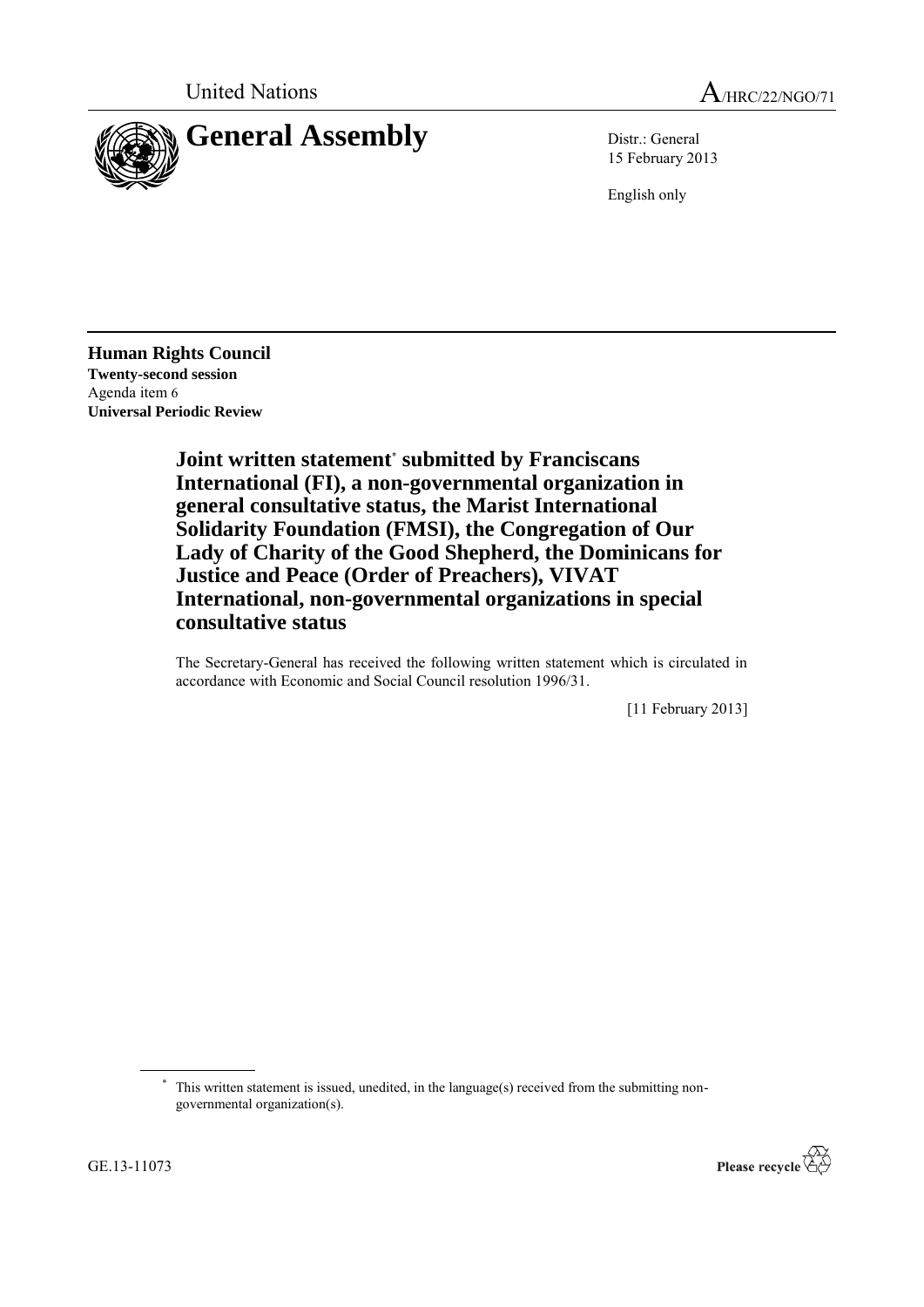United Nations A/HRC/22/NGO/71

# General Assembly

Distr.: General
15 February 2013

English only

**Human Rights Council**
**Twenty-second session**
Agenda item 6
**Universal Periodic Review**

## Joint written statement* submitted by Franciscans International (FI), a non-governmental organization in general consultative status, the Marist International Solidarity Foundation (FMSI), the Congregation of Our Lady of Charity of the Good Shepherd, the Dominicans for Justice and Peace (Order of Preachers), VIVAT International, non-governmental organizations in special consultative status

The Secretary-General has received the following written statement which is circulated in accordance with Economic and Social Council resolution 1996/31.

[11 February 2013]

* This written statement is issued, unedited, in the language(s) received from the submitting non-governmental organization(s).

GE.13-11073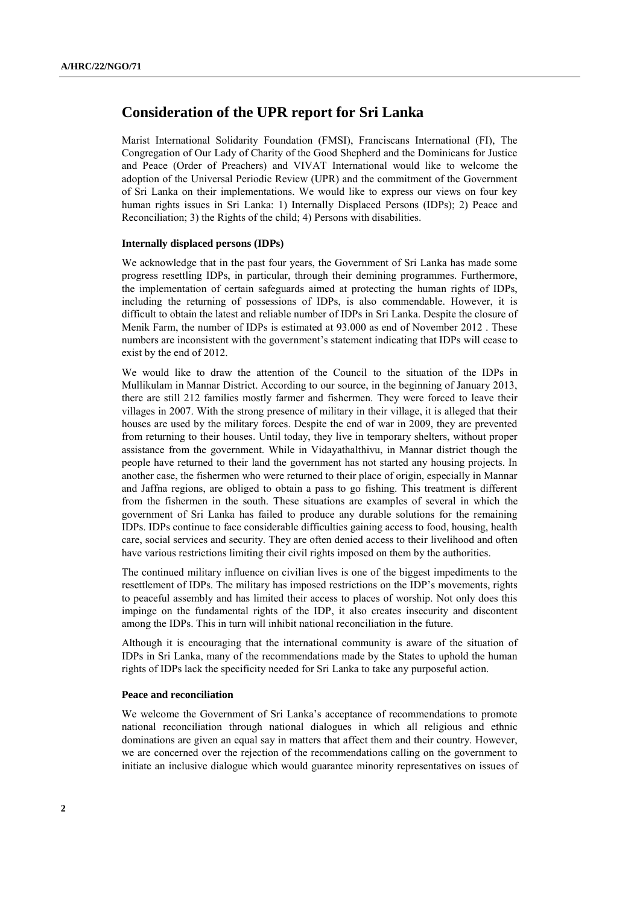## Consideration of the UPR report for Sri Lanka

Marist International Solidarity Foundation (FMSI), Franciscans International (FI), The Congregation of Our Lady of Charity of the Good Shepherd and the Dominicans for Justice and Peace (Order of Preachers) and VIVAT International would like to welcome the adoption of the Universal Periodic Review (UPR) and the commitment of the Government of Sri Lanka on their implementations. We would like to express our views on four key human rights issues in Sri Lanka: 1) Internally Displaced Persons (IDPs); 2) Peace and Reconciliation; 3) the Rights of the child; 4) Persons with disabilities.

### Internally displaced persons (IDPs)

We acknowledge that in the past four years, the Government of Sri Lanka has made some progress resettling IDPs, in particular, through their demining programmes. Furthermore, the implementation of certain safeguards aimed at protecting the human rights of IDPs, including the returning of possessions of IDPs, is also commendable. However, it is difficult to obtain the latest and reliable number of IDPs in Sri Lanka. Despite the closure of Menik Farm, the number of IDPs is estimated at 93.000 as end of November 2012 . These numbers are inconsistent with the government's statement indicating that IDPs will cease to exist by the end of 2012.

We would like to draw the attention of the Council to the situation of the IDPs in Mullikulam in Mannar District. According to our source, in the beginning of January 2013, there are still 212 families mostly farmer and fishermen. They were forced to leave their villages in 2007. With the strong presence of military in their village, it is alleged that their houses are used by the military forces. Despite the end of war in 2009, they are prevented from returning to their houses. Until today, they live in temporary shelters, without proper assistance from the government. While in Vidayathalthivu, in Mannar district though the people have returned to their land the government has not started any housing projects. In another case, the fishermen who were returned to their place of origin, especially in Mannar and Jaffna regions, are obliged to obtain a pass to go fishing. This treatment is different from the fishermen in the south. These situations are examples of several in which the government of Sri Lanka has failed to produce any durable solutions for the remaining IDPs. IDPs continue to face considerable difficulties gaining access to food, housing, health care, social services and security. They are often denied access to their livelihood and often have various restrictions limiting their civil rights imposed on them by the authorities.

The continued military influence on civilian lives is one of the biggest impediments to the resettlement of IDPs. The military has imposed restrictions on the IDP's movements, rights to peaceful assembly and has limited their access to places of worship. Not only does this impinge on the fundamental rights of the IDP, it also creates insecurity and discontent among the IDPs. This in turn will inhibit national reconciliation in the future.

Although it is encouraging that the international community is aware of the situation of IDPs in Sri Lanka, many of the recommendations made by the States to uphold the human rights of IDPs lack the specificity needed for Sri Lanka to take any purposeful action.

### Peace and reconciliation

We welcome the Government of Sri Lanka's acceptance of recommendations to promote national reconciliation through national dialogues in which all religious and ethnic dominations are given an equal say in matters that affect them and their country. However, we are concerned over the rejection of the recommendations calling on the government to initiate an inclusive dialogue which would guarantee minority representatives on issues of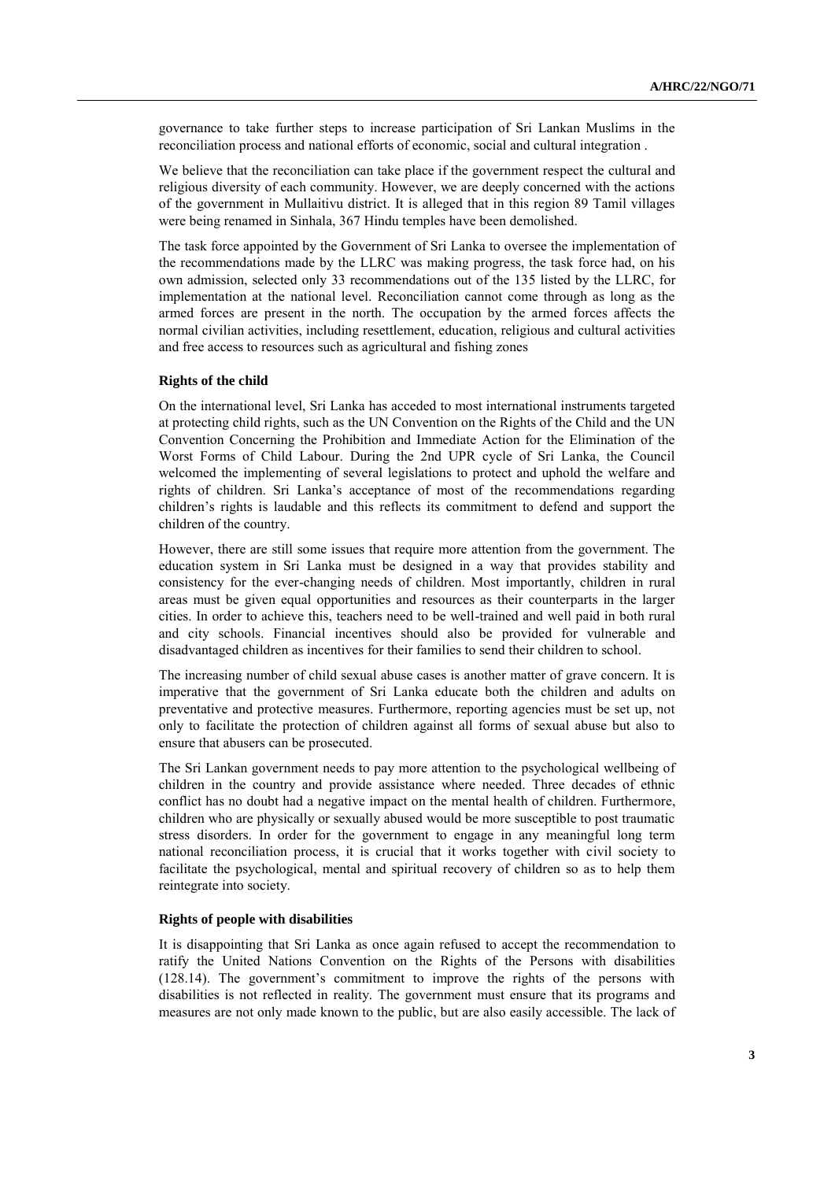governance to take further steps to increase participation of Sri Lankan Muslims in the reconciliation process and national efforts of economic, social and cultural integration .

We believe that the reconciliation can take place if the government respect the cultural and religious diversity of each community. However, we are deeply concerned with the actions of the government in Mullaitivu district. It is alleged that in this region 89 Tamil villages were being renamed in Sinhala, 367 Hindu temples have been demolished.

The task force appointed by the Government of Sri Lanka to oversee the implementation of the recommendations made by the LLRC was making progress, the task force had, on his own admission, selected only 33 recommendations out of the 135 listed by the LLRC, for implementation at the national level. Reconciliation cannot come through as long as the armed forces are present in the north. The occupation by the armed forces affects the normal civilian activities, including resettlement, education, religious and cultural activities and free access to resources such as agricultural and fishing zones

#### Rights of the child

On the international level, Sri Lanka has acceded to most international instruments targeted at protecting child rights, such as the UN Convention on the Rights of the Child and the UN Convention Concerning the Prohibition and Immediate Action for the Elimination of the Worst Forms of Child Labour. During the 2nd UPR cycle of Sri Lanka, the Council welcomed the implementing of several legislations to protect and uphold the welfare and rights of children. Sri Lanka's acceptance of most of the recommendations regarding children's rights is laudable and this reflects its commitment to defend and support the children of the country.

However, there are still some issues that require more attention from the government. The education system in Sri Lanka must be designed in a way that provides stability and consistency for the ever-changing needs of children. Most importantly, children in rural areas must be given equal opportunities and resources as their counterparts in the larger cities. In order to achieve this, teachers need to be well-trained and well paid in both rural and city schools. Financial incentives should also be provided for vulnerable and disadvantaged children as incentives for their families to send their children to school.

The increasing number of child sexual abuse cases is another matter of grave concern. It is imperative that the government of Sri Lanka educate both the children and adults on preventative and protective measures. Furthermore, reporting agencies must be set up, not only to facilitate the protection of children against all forms of sexual abuse but also to ensure that abusers can be prosecuted.

The Sri Lankan government needs to pay more attention to the psychological wellbeing of children in the country and provide assistance where needed. Three decades of ethnic conflict has no doubt had a negative impact on the mental health of children. Furthermore, children who are physically or sexually abused would be more susceptible to post traumatic stress disorders. In order for the government to engage in any meaningful long term national reconciliation process, it is crucial that it works together with civil society to facilitate the psychological, mental and spiritual recovery of children so as to help them reintegrate into society.

#### Rights of people with disabilities

It is disappointing that Sri Lanka as once again refused to accept the recommendation to ratify the United Nations Convention on the Rights of the Persons with disabilities (128.14). The government's commitment to improve the rights of the persons with disabilities is not reflected in reality. The government must ensure that its programs and measures are not only made known to the public, but are also easily accessible. The lack of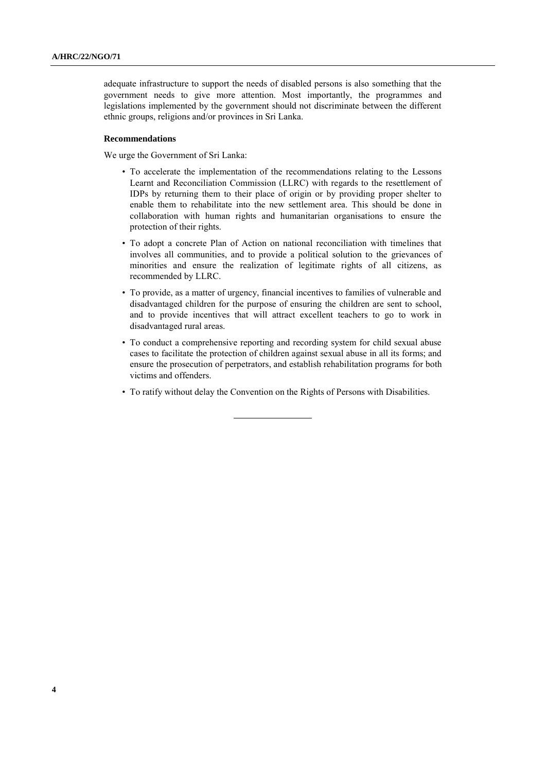adequate infrastructure to support the needs of disabled persons is also something that the government needs to give more attention. Most importantly, the programmes and legislations implemented by the government should not discriminate between the different ethnic groups, religions and/or provinces in Sri Lanka.

**Recommendations**

We urge the Government of Sri Lanka:

- To accelerate the implementation of the recommendations relating to the Lessons Learnt and Reconciliation Commission (LLRC) with regards to the resettlement of IDPs by returning them to their place of origin or by providing proper shelter to enable them to rehabilitate into the new settlement area. This should be done in collaboration with human rights and humanitarian organisations to ensure the protection of their rights.
- To adopt a concrete Plan of Action on national reconciliation with timelines that involves all communities, and to provide a political solution to the grievances of minorities and ensure the realization of legitimate rights of all citizens, as recommended by LLRC.
- To provide, as a matter of urgency, financial incentives to families of vulnerable and disadvantaged children for the purpose of ensuring the children are sent to school, and to provide incentives that will attract excellent teachers to go to work in disadvantaged rural areas.
- To conduct a comprehensive reporting and recording system for child sexual abuse cases to facilitate the protection of children against sexual abuse in all its forms; and ensure the prosecution of perpetrators, and establish rehabilitation programs for both victims and offenders.
- To ratify without delay the Convention on the Rights of Persons with Disabilities.